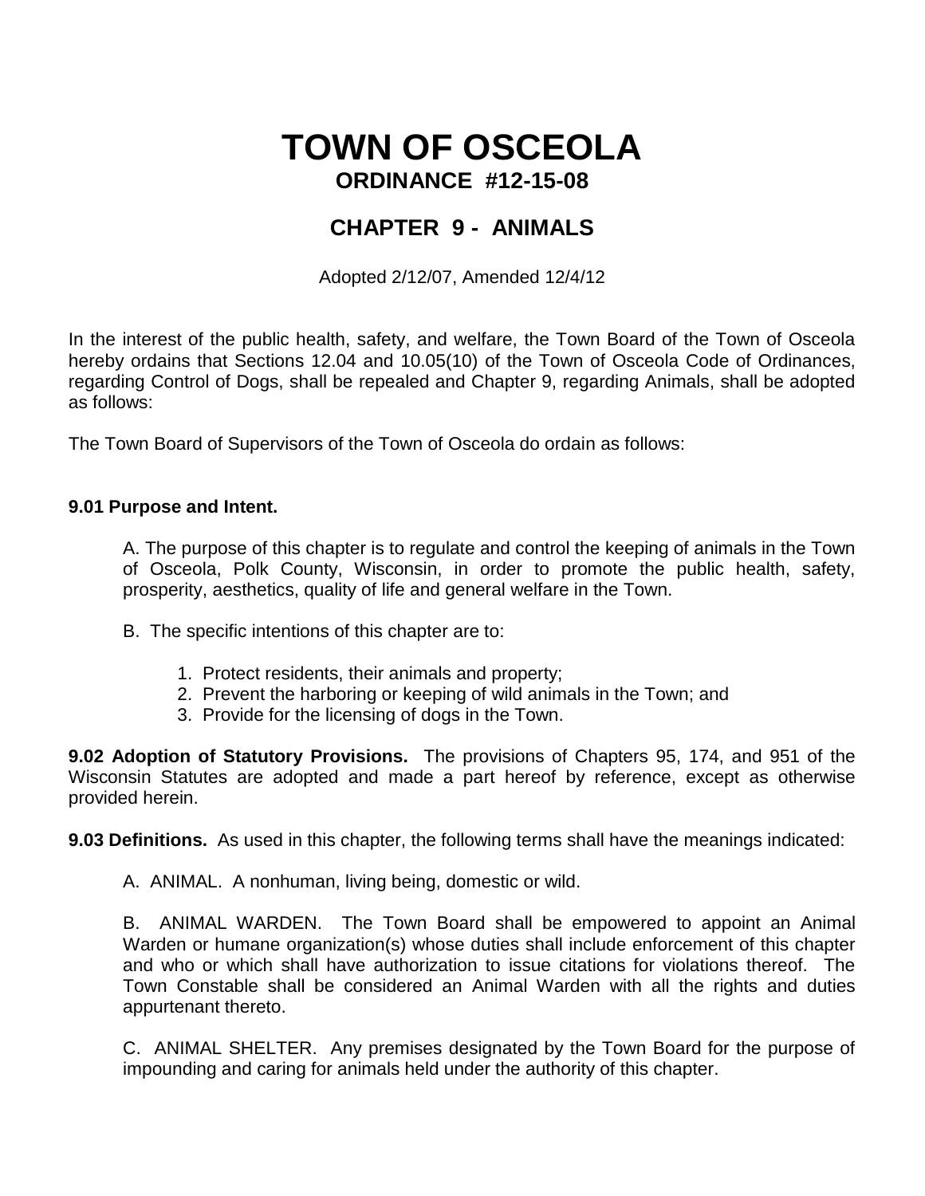# TOWN OF OSCEOLA

## ORDINANCE #12-15-08

## CHAPTER 9 - ANIMALS

Adopted 2/12/07, Amended 12/4/12

In the interest of the public health, safety, and welfare, the Town Board of the Town of Osceola hereby ordains that Sections 12.04 and 10.05(10) of the Town of Osceola Code of Ordinances, regarding Control of Dogs, shall be repealed and Chapter 9, regarding Animals, shall be adopted as follows:

The Town Board of Supervisors of the Town of Osceola do ordain as follows:

**9.01 Purpose and Intent.**

A. The purpose of this chapter is to regulate and control the keeping of animals in the Town of Osceola, Polk County, Wisconsin, in order to promote the public health, safety, prosperity, aesthetics, quality of life and general welfare in the Town.

B. The specific intentions of this chapter are to:

1. Protect residents, their animals and property;
2. Prevent the harboring or keeping of wild animals in the Town; and
3. Provide for the licensing of dogs in the Town.

**9.02 Adoption of Statutory Provisions.** The provisions of Chapters 95, 174, and 951 of the Wisconsin Statutes are adopted and made a part hereof by reference, except as otherwise provided herein.

**9.03 Definitions.** As used in this chapter, the following terms shall have the meanings indicated:

A. ANIMAL. A nonhuman, living being, domestic or wild.

B. ANIMAL WARDEN. The Town Board shall be empowered to appoint an Animal Warden or humane organization(s) whose duties shall include enforcement of this chapter and who or which shall have authorization to issue citations for violations thereof. The Town Constable shall be considered an Animal Warden with all the rights and duties appurtenant thereto.

C. ANIMAL SHELTER. Any premises designated by the Town Board for the purpose of impounding and caring for animals held under the authority of this chapter.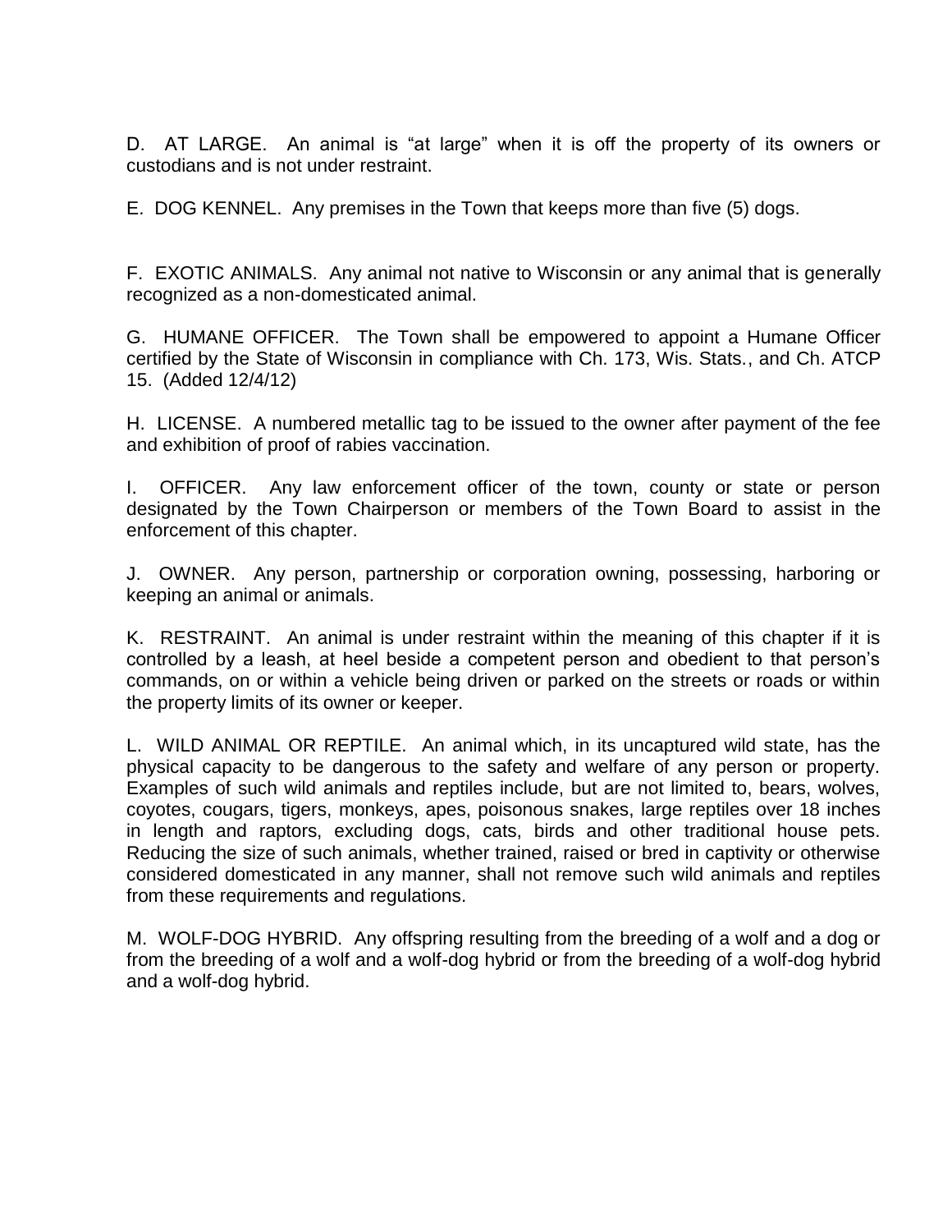D. AT LARGE. An animal is "at large" when it is off the property of its owners or custodians and is not under restraint.

E. DOG KENNEL. Any premises in the Town that keeps more than five (5) dogs.

F. EXOTIC ANIMALS. Any animal not native to Wisconsin or any animal that is generally recognized as a non-domesticated animal.

G. HUMANE OFFICER. The Town shall be empowered to appoint a Humane Officer certified by the State of Wisconsin in compliance with Ch. 173, Wis. Stats., and Ch. ATCP 15. (Added 12/4/12)

H. LICENSE. A numbered metallic tag to be issued to the owner after payment of the fee and exhibition of proof of rabies vaccination.

I. OFFICER. Any law enforcement officer of the town, county or state or person designated by the Town Chairperson or members of the Town Board to assist in the enforcement of this chapter.

J. OWNER. Any person, partnership or corporation owning, possessing, harboring or keeping an animal or animals.

K. RESTRAINT. An animal is under restraint within the meaning of this chapter if it is controlled by a leash, at heel beside a competent person and obedient to that person's commands, on or within a vehicle being driven or parked on the streets or roads or within the property limits of its owner or keeper.

L. WILD ANIMAL OR REPTILE. An animal which, in its uncaptured wild state, has the physical capacity to be dangerous to the safety and welfare of any person or property. Examples of such wild animals and reptiles include, but are not limited to, bears, wolves, coyotes, cougars, tigers, monkeys, apes, poisonous snakes, large reptiles over 18 inches in length and raptors, excluding dogs, cats, birds and other traditional house pets. Reducing the size of such animals, whether trained, raised or bred in captivity or otherwise considered domesticated in any manner, shall not remove such wild animals and reptiles from these requirements and regulations.

M. WOLF-DOG HYBRID. Any offspring resulting from the breeding of a wolf and a dog or from the breeding of a wolf and a wolf-dog hybrid or from the breeding of a wolf-dog hybrid and a wolf-dog hybrid.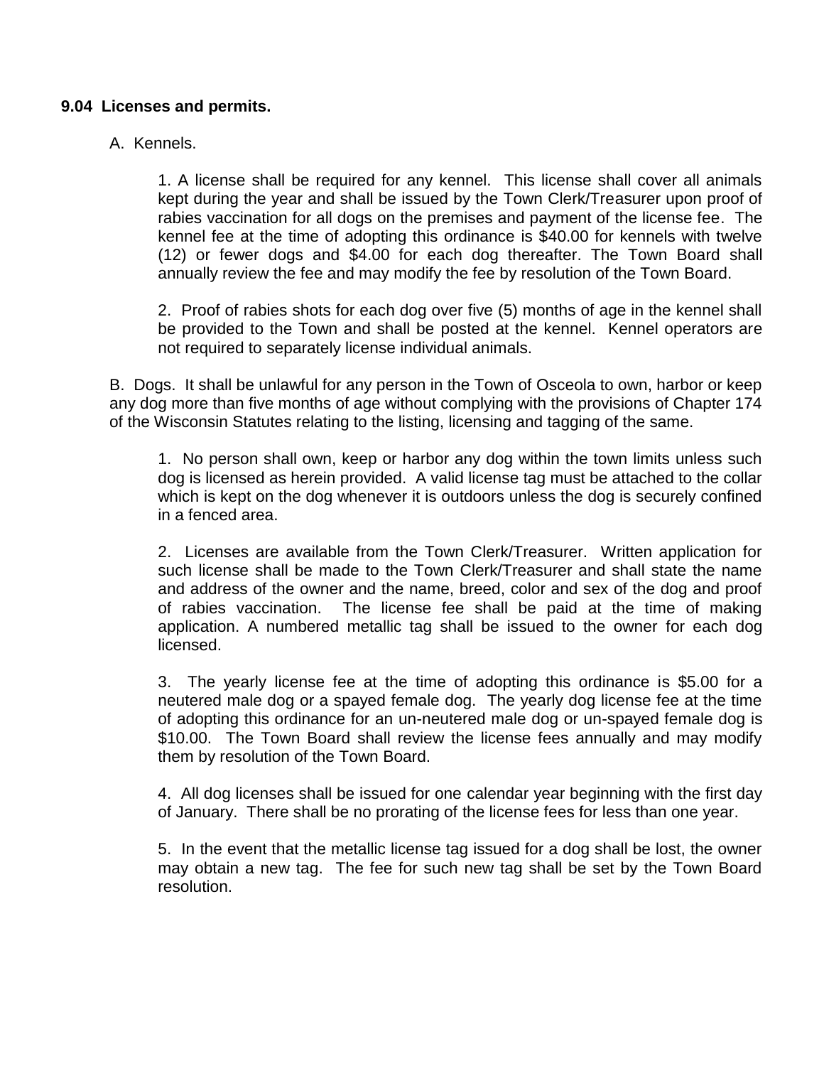**9.04 Licenses and permits.**

A. Kennels.

1. A license shall be required for any kennel. This license shall cover all animals kept during the year and shall be issued by the Town Clerk/Treasurer upon proof of rabies vaccination for all dogs on the premises and payment of the license fee. The kennel fee at the time of adopting this ordinance is $40.00 for kennels with twelve (12) or fewer dogs and $4.00 for each dog thereafter. The Town Board shall annually review the fee and may modify the fee by resolution of the Town Board.

2. Proof of rabies shots for each dog over five (5) months of age in the kennel shall be provided to the Town and shall be posted at the kennel. Kennel operators are not required to separately license individual animals.

B. Dogs. It shall be unlawful for any person in the Town of Osceola to own, harbor or keep any dog more than five months of age without complying with the provisions of Chapter 174 of the Wisconsin Statutes relating to the listing, licensing and tagging of the same.

1. No person shall own, keep or harbor any dog within the town limits unless such dog is licensed as herein provided. A valid license tag must be attached to the collar which is kept on the dog whenever it is outdoors unless the dog is securely confined in a fenced area.

2. Licenses are available from the Town Clerk/Treasurer. Written application for such license shall be made to the Town Clerk/Treasurer and shall state the name and address of the owner and the name, breed, color and sex of the dog and proof of rabies vaccination. The license fee shall be paid at the time of making application. A numbered metallic tag shall be issued to the owner for each dog licensed.

3. The yearly license fee at the time of adopting this ordinance is $5.00 for a neutered male dog or a spayed female dog. The yearly dog license fee at the time of adopting this ordinance for an un-neutered male dog or un-spayed female dog is $10.00. The Town Board shall review the license fees annually and may modify them by resolution of the Town Board.

4. All dog licenses shall be issued for one calendar year beginning with the first day of January. There shall be no prorating of the license fees for less than one year.

5. In the event that the metallic license tag issued for a dog shall be lost, the owner may obtain a new tag. The fee for such new tag shall be set by the Town Board resolution.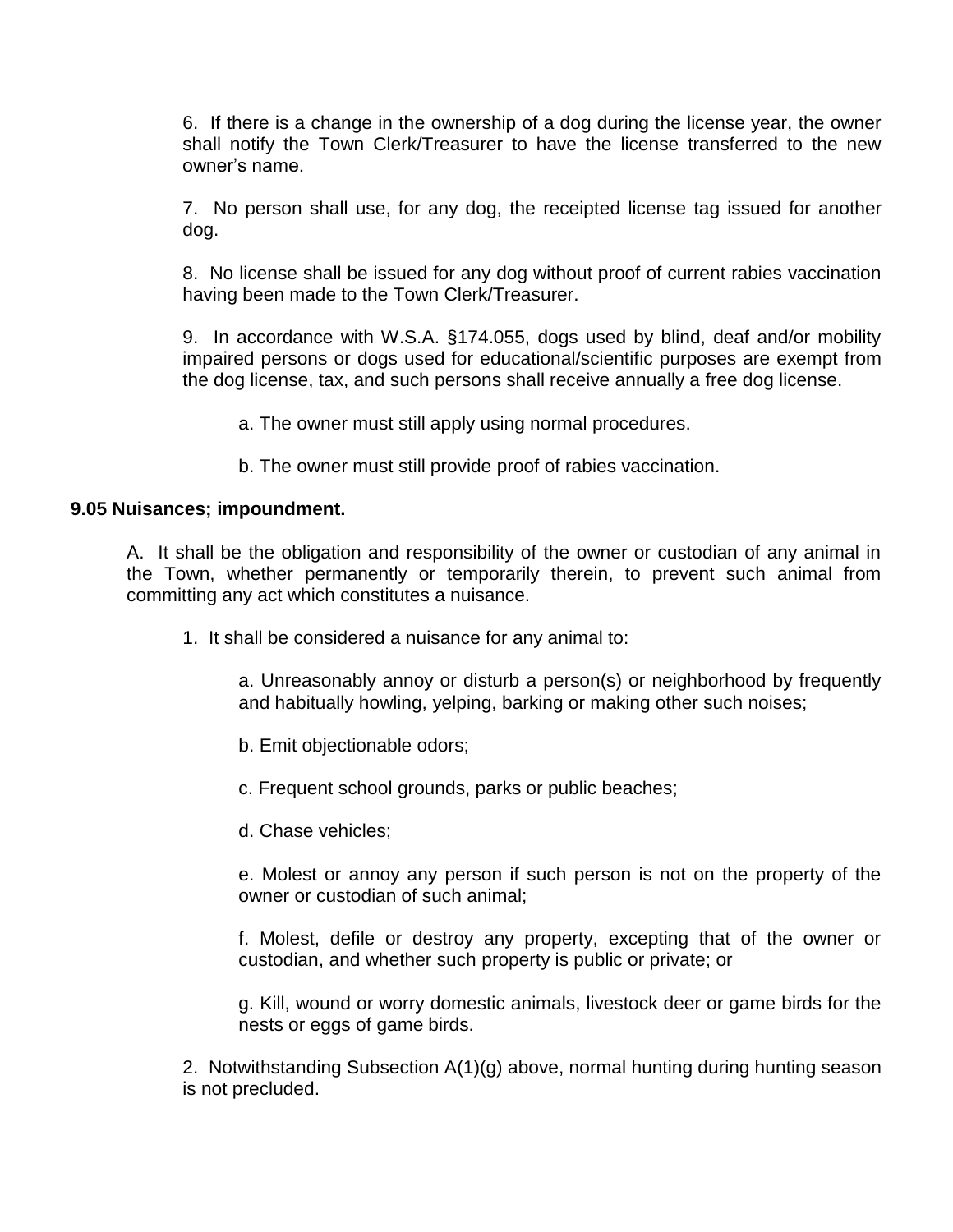6. If there is a change in the ownership of a dog during the license year, the owner shall notify the Town Clerk/Treasurer to have the license transferred to the new owner's name.

7. No person shall use, for any dog, the receipted license tag issued for another dog.

8. No license shall be issued for any dog without proof of current rabies vaccination having been made to the Town Clerk/Treasurer.

9. In accordance with W.S.A. §174.055, dogs used by blind, deaf and/or mobility impaired persons or dogs used for educational/scientific purposes are exempt from the dog license, tax, and such persons shall receive annually a free dog license.

a. The owner must still apply using normal procedures.

b. The owner must still provide proof of rabies vaccination.

**9.05 Nuisances; impoundment.**

A. It shall be the obligation and responsibility of the owner or custodian of any animal in the Town, whether permanently or temporarily therein, to prevent such animal from committing any act which constitutes a nuisance.

1. It shall be considered a nuisance for any animal to:

a. Unreasonably annoy or disturb a person(s) or neighborhood by frequently and habitually howling, yelping, barking or making other such noises;

b. Emit objectionable odors;

c. Frequent school grounds, parks or public beaches;

d. Chase vehicles;

e. Molest or annoy any person if such person is not on the property of the owner or custodian of such animal;

f. Molest, defile or destroy any property, excepting that of the owner or custodian, and whether such property is public or private; or

g. Kill, wound or worry domestic animals, livestock deer or game birds for the nests or eggs of game birds.

2. Notwithstanding Subsection A(1)(g) above, normal hunting during hunting season is not precluded.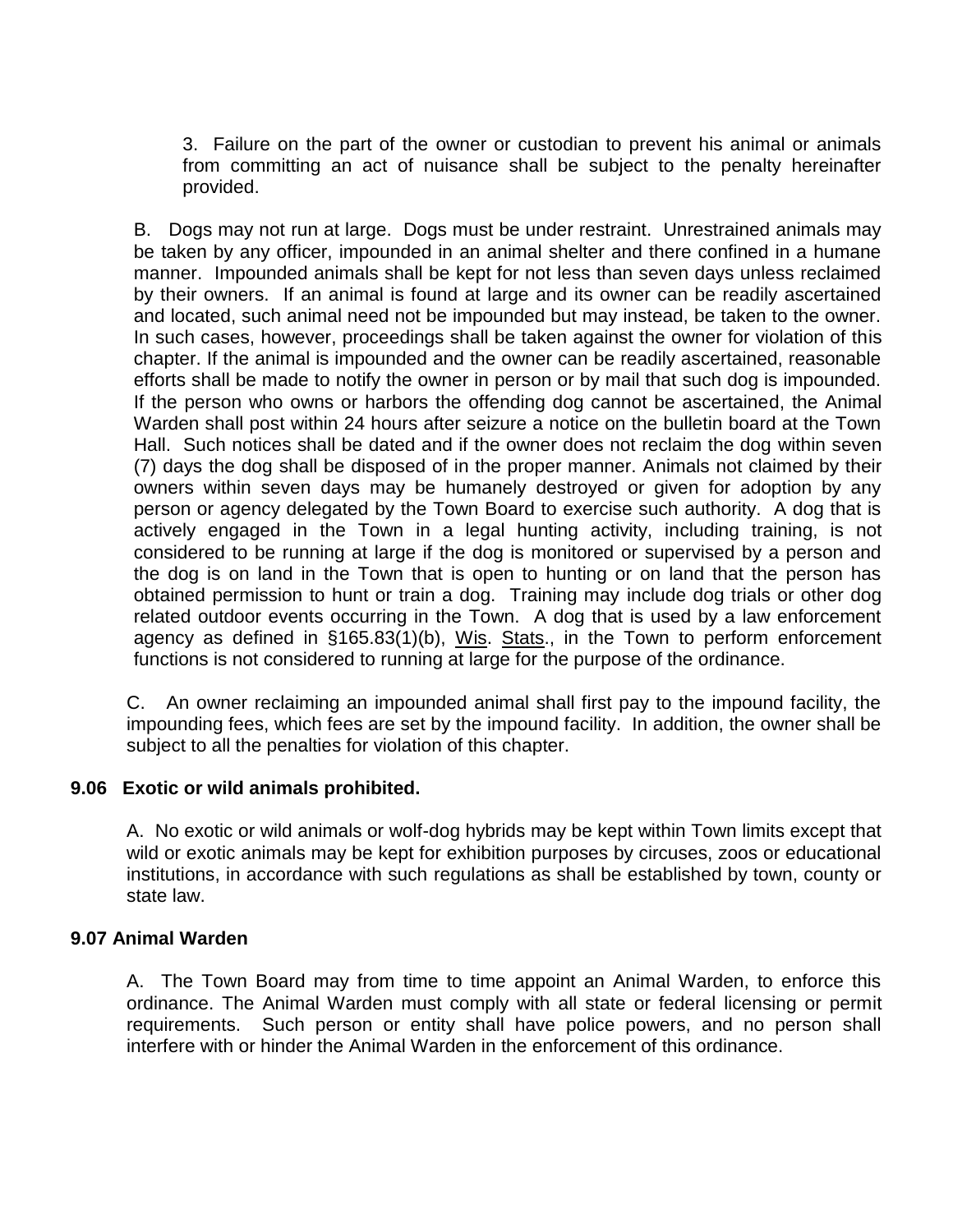3. Failure on the part of the owner or custodian to prevent his animal or animals from committing an act of nuisance shall be subject to the penalty hereinafter provided.

B. Dogs may not run at large. Dogs must be under restraint. Unrestrained animals may be taken by any officer, impounded in an animal shelter and there confined in a humane manner. Impounded animals shall be kept for not less than seven days unless reclaimed by their owners. If an animal is found at large and its owner can be readily ascertained and located, such animal need not be impounded but may instead, be taken to the owner. In such cases, however, proceedings shall be taken against the owner for violation of this chapter. If the animal is impounded and the owner can be readily ascertained, reasonable efforts shall be made to notify the owner in person or by mail that such dog is impounded. If the person who owns or harbors the offending dog cannot be ascertained, the Animal Warden shall post within 24 hours after seizure a notice on the bulletin board at the Town Hall. Such notices shall be dated and if the owner does not reclaim the dog within seven (7) days the dog shall be disposed of in the proper manner. Animals not claimed by their owners within seven days may be humanely destroyed or given for adoption by any person or agency delegated by the Town Board to exercise such authority. A dog that is actively engaged in the Town in a legal hunting activity, including training, is not considered to be running at large if the dog is monitored or supervised by a person and the dog is on land in the Town that is open to hunting or on land that the person has obtained permission to hunt or train a dog. Training may include dog trials or other dog related outdoor events occurring in the Town. A dog that is used by a law enforcement agency as defined in §165.83(1)(b), Wis. Stats., in the Town to perform enforcement functions is not considered to running at large for the purpose of the ordinance.

C. An owner reclaiming an impounded animal shall first pay to the impound facility, the impounding fees, which fees are set by the impound facility. In addition, the owner shall be subject to all the penalties for violation of this chapter.

### 9.06 Exotic or wild animals prohibited.

A. No exotic or wild animals or wolf-dog hybrids may be kept within Town limits except that wild or exotic animals may be kept for exhibition purposes by circuses, zoos or educational institutions, in accordance with such regulations as shall be established by town, county or state law.

### 9.07 Animal Warden

A. The Town Board may from time to time appoint an Animal Warden, to enforce this ordinance. The Animal Warden must comply with all state or federal licensing or permit requirements. Such person or entity shall have police powers, and no person shall interfere with or hinder the Animal Warden in the enforcement of this ordinance.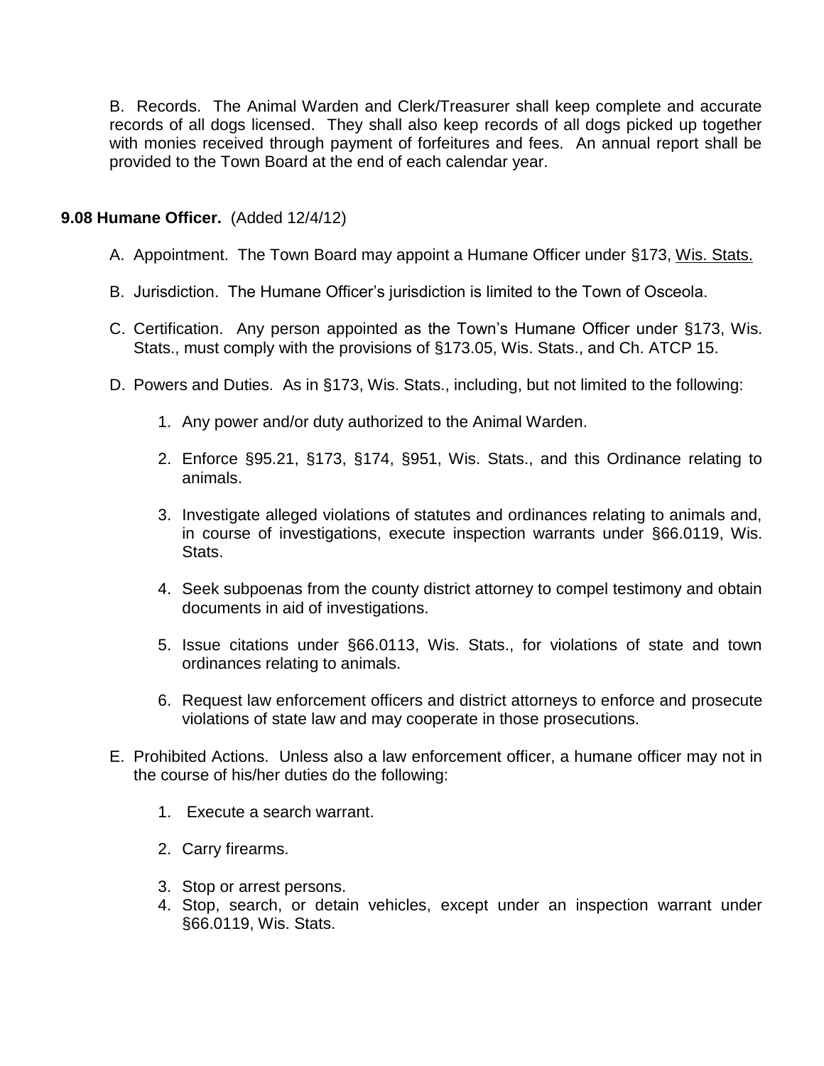B. Records. The Animal Warden and Clerk/Treasurer shall keep complete and accurate records of all dogs licensed. They shall also keep records of all dogs picked up together with monies received through payment of forfeitures and fees. An annual report shall be provided to the Town Board at the end of each calendar year.

**9.08 Humane Officer.** (Added 12/4/12)

A. Appointment. The Town Board may appoint a Humane Officer under §173, Wis. Stats.

B. Jurisdiction. The Humane Officer's jurisdiction is limited to the Town of Osceola.

C. Certification. Any person appointed as the Town's Humane Officer under §173, Wis. Stats., must comply with the provisions of §173.05, Wis. Stats., and Ch. ATCP 15.

D. Powers and Duties. As in §173, Wis. Stats., including, but not limited to the following:

1. Any power and/or duty authorized to the Animal Warden.
2. Enforce §95.21, §173, §174, §951, Wis. Stats., and this Ordinance relating to animals.
3. Investigate alleged violations of statutes and ordinances relating to animals and, in course of investigations, execute inspection warrants under §66.0119, Wis. Stats.
4. Seek subpoenas from the county district attorney to compel testimony and obtain documents in aid of investigations.
5. Issue citations under §66.0113, Wis. Stats., for violations of state and town ordinances relating to animals.
6. Request law enforcement officers and district attorneys to enforce and prosecute violations of state law and may cooperate in those prosecutions.

E. Prohibited Actions. Unless also a law enforcement officer, a humane officer may not in the course of his/her duties do the following:

1. Execute a search warrant.
2. Carry firearms.
3. Stop or arrest persons.
4. Stop, search, or detain vehicles, except under an inspection warrant under §66.0119, Wis. Stats.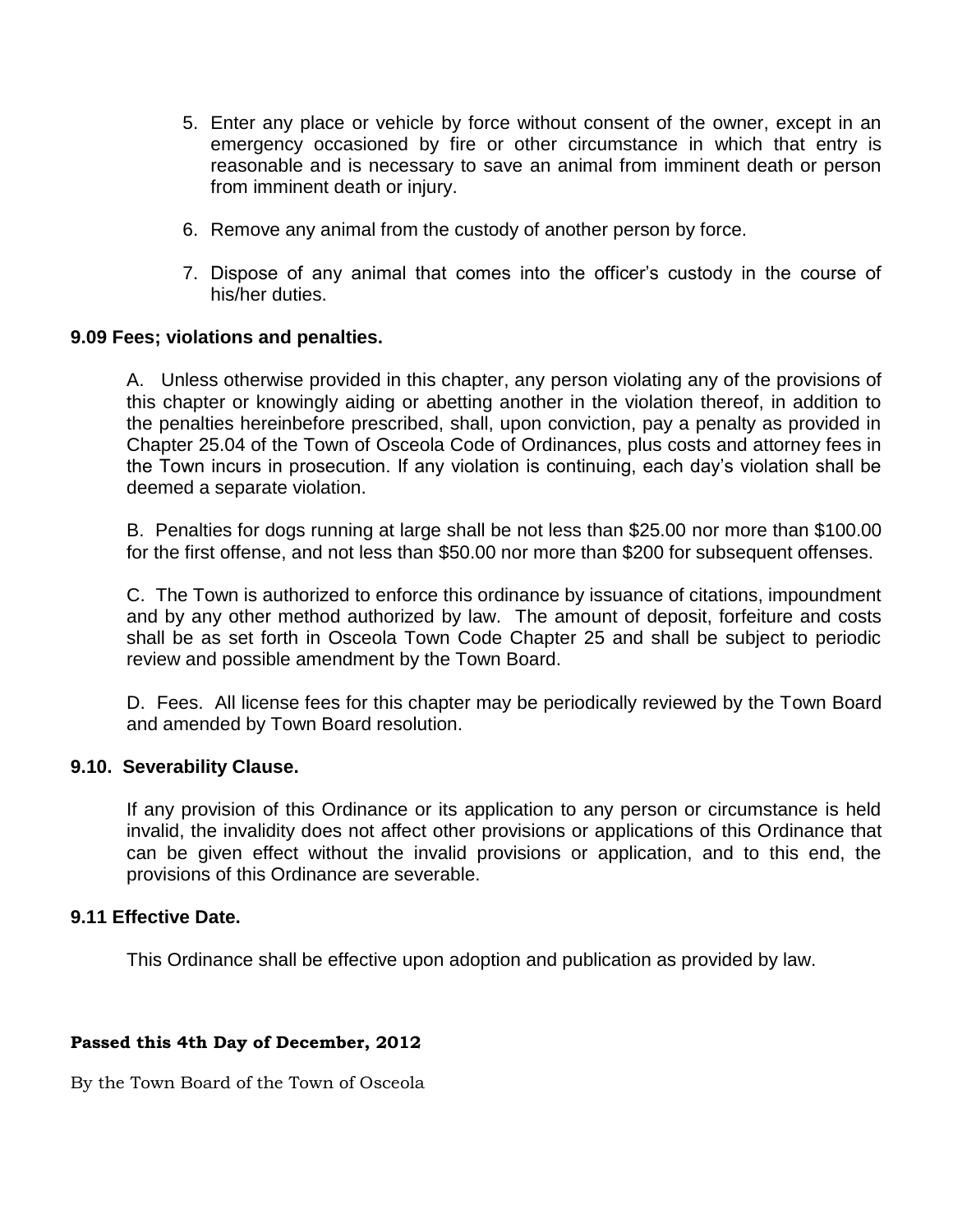5. Enter any place or vehicle by force without consent of the owner, except in an emergency occasioned by fire or other circumstance in which that entry is reasonable and is necessary to save an animal from imminent death or person from imminent death or injury.

6. Remove any animal from the custody of another person by force.

7. Dispose of any animal that comes into the officer's custody in the course of his/her duties.

**9.09 Fees; violations and penalties.**

A. Unless otherwise provided in this chapter, any person violating any of the provisions of this chapter or knowingly aiding or abetting another in the violation thereof, in addition to the penalties hereinbefore prescribed, shall, upon conviction, pay a penalty as provided in Chapter 25.04 of the Town of Osceola Code of Ordinances, plus costs and attorney fees in the Town incurs in prosecution. If any violation is continuing, each day's violation shall be deemed a separate violation.

B. Penalties for dogs running at large shall be not less than $25.00 nor more than $100.00 for the first offense, and not less than $50.00 nor more than $200 for subsequent offenses.

C. The Town is authorized to enforce this ordinance by issuance of citations, impoundment and by any other method authorized by law. The amount of deposit, forfeiture and costs shall be as set forth in Osceola Town Code Chapter 25 and shall be subject to periodic review and possible amendment by the Town Board.

D. Fees. All license fees for this chapter may be periodically reviewed by the Town Board and amended by Town Board resolution.

**9.10. Severability Clause.**

If any provision of this Ordinance or its application to any person or circumstance is held invalid, the invalidity does not affect other provisions or applications of this Ordinance that can be given effect without the invalid provisions or application, and to this end, the provisions of this Ordinance are severable.

**9.11 Effective Date.**

This Ordinance shall be effective upon adoption and publication as provided by law.

**Passed this 4th Day of December, 2012**

By the Town Board of the Town of Osceola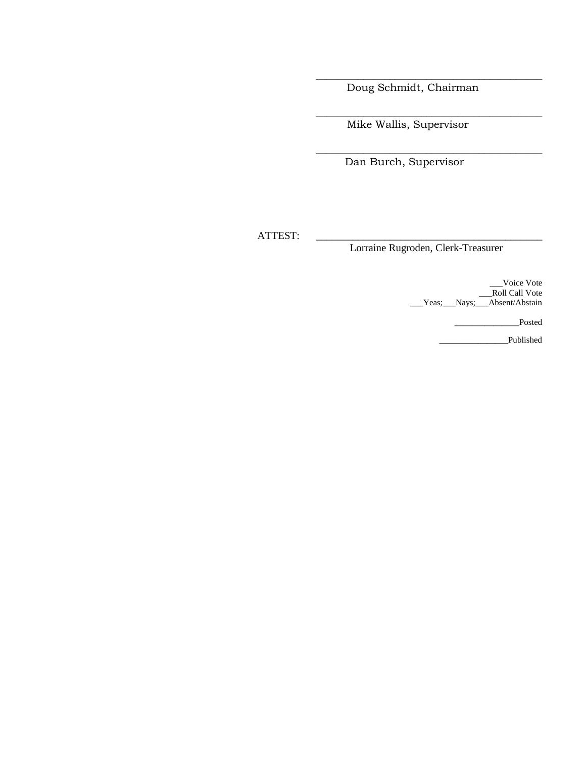\_\_\_\_\_\_\_\_\_\_\_\_\_\_\_\_\_\_\_\_\_\_\_\_\_\_\_\_\_\_\_\_\_\_\_\_\_\_\_\_\_\_
Doug Schmidt, Chairman

\_\_\_\_\_\_\_\_\_\_\_\_\_\_\_\_\_\_\_\_\_\_\_\_\_\_\_\_\_\_\_\_\_\_\_\_\_\_\_\_\_\_
Mike Wallis, Supervisor

\_\_\_\_\_\_\_\_\_\_\_\_\_\_\_\_\_\_\_\_\_\_\_\_\_\_\_\_\_\_\_\_\_\_\_\_\_\_\_\_\_\_
Dan Burch, Supervisor

ATTEST: \_\_\_\_\_\_\_\_\_\_\_\_\_\_\_\_\_\_\_\_\_\_\_\_\_\_\_\_\_\_\_\_\_\_\_\_\_\_\_\_\_\_
Lorraine Rugroden, Clerk-Treasurer

\_\_\_Voice Vote
\_\_\_Roll Call Vote
\_\_\_Yeas;\_\_\_Nays;\_\_\_Absent/Abstain

\_\_\_\_\_\_\_\_\_\_\_\_\_\_\_Posted

\_\_\_\_\_\_\_\_\_\_\_\_\_\_\_\_Published